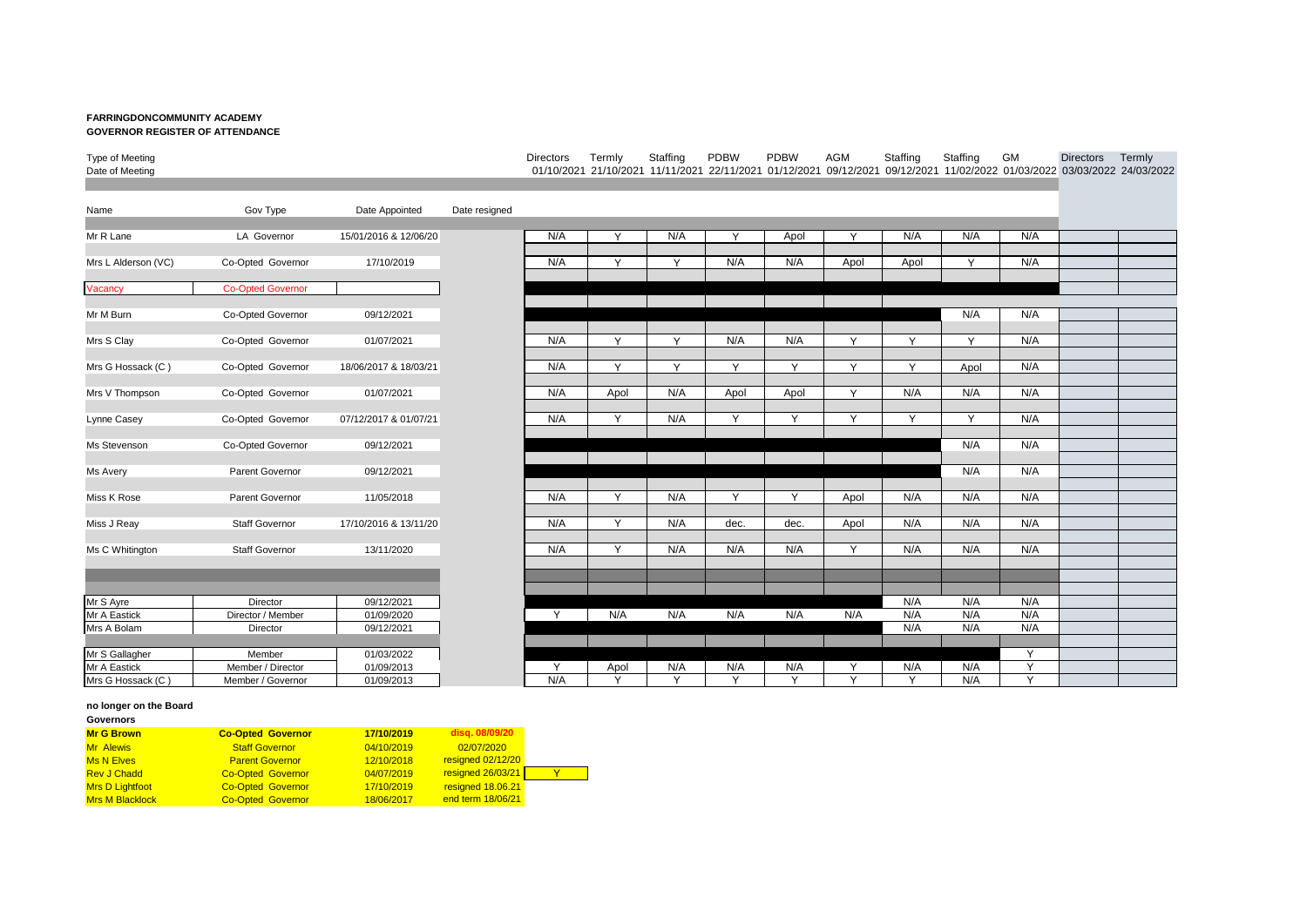**FARRINGDONCOMMUNITY ACADEMY**
**GOVERNOR REGISTER OF ATTENDANCE**

| Type of Meeting | | | | Directors | Termly | Staffing | PDBW | PDBW | AGM | Staffing | Staffing | GM | Directors | Termly |
|---|---|---|---|---|---|---|---|---|---|---|---|---|---|---|
| Date of Meeting | | | | 01/10/2021 | 21/10/2021 | 11/11/2021 | 22/11/2021 | 01/12/2021 | 09/12/2021 | 09/12/2021 | 11/02/2022 | 01/03/2022 | 03/03/2022 | 24/03/2022 |
| **Name** | **Gov Type** | **Date Appointed** | **Date resigned** | | | | | | | | | | | |
| Mr R Lane | LA Governor | 15/01/2016 & 12/06/20 | | N/A | Y | N/A | Y | Apol | Y | N/A | N/A | N/A | | |
| Mrs L Alderson (VC) | Co-Opted Governor | 17/10/2019 | | N/A | Y | Y | N/A | N/A | Apol | Apol | Y | N/A | | |
| Vacancy | Co-Opted Governor | | | | | | | | | | | | | |
| Mr M Burn | Co-Opted Governor | 09/12/2021 | | | | | | | | | N/A | N/A | | |
| Mrs S Clay | Co-Opted Governor | 01/07/2021 | | N/A | Y | Y | N/A | N/A | Y | Y | Y | N/A | | |
| Mrs G Hossack (C ) | Co-Opted Governor | 18/06/2017 & 18/03/21 | | N/A | Y | Y | Y | Y | Y | Y | Apol | N/A | | |
| Mrs V Thompson | Co-Opted Governor | 01/07/2021 | | N/A | Apol | N/A | Apol | Apol | Y | N/A | N/A | N/A | | |
| Lynne Casey | Co-Opted Governor | 07/12/2017 & 01/07/21 | | N/A | Y | N/A | Y | Y | Y | Y | Y | N/A | | |
| Ms Stevenson | Co-Opted Governor | 09/12/2021 | | | | | | | | | N/A | N/A | | |
| Ms Avery | Parent Governor | 09/12/2021 | | | | | | | | | N/A | N/A | | |
| Miss K Rose | Parent Governor | 11/05/2018 | | N/A | Y | N/A | Y | Y | Apol | N/A | N/A | N/A | | |
| Miss J Reay | Staff Governor | 17/10/2016 & 13/11/20 | | N/A | Y | N/A | dec. | dec. | Apol | N/A | N/A | N/A | | |
| Ms C Whitington | Staff Governor | 13/11/2020 | | N/A | Y | N/A | N/A | N/A | Y | N/A | N/A | N/A | | |
| Mr S Ayre | Director | 09/12/2021 | | | | | | | | N/A | N/A | N/A | | |
| Mr A Eastick | Director / Member | 01/09/2020 | | Y | N/A | N/A | N/A | N/A | N/A | N/A | N/A | N/A | | |
| Mrs A Bolam | Director | 09/12/2021 | | | | | | | | N/A | N/A | N/A | | |
| Mr S Gallagher | Member | 01/03/2022 | | | | | | | | | | Y | | |
| Mr A Eastick | Member / Director | 01/09/2013 | | Y | Apol | N/A | N/A | N/A | Y | N/A | N/A | Y | | |
| Mrs G Hossack (C ) | Member / Governor | 01/09/2013 | | N/A | Y | Y | Y | Y | Y | Y | N/A | Y | | |

**no longer on the Board**

**Governors**

| | | | | |
|---|---|---|---|---|
| **Mr G Brown** | **Co-Opted Governor** | **17/10/2019** | **disq. 08/09/20** | |
| Mr Alewis | Staff Governor | 04/10/2019 | 02/07/2020 | |
| Ms N Elves | Parent Governor | 12/10/2018 | resigned 02/12/20 | |
| Rev J Chadd | Co-Opted Governor | 04/07/2019 | resigned 26/03/21 | Y |
| Mrs D Lightfoot | Co-Opted Governor | 17/10/2019 | resigned 18.06.21 | |
| Mrs M Blacklock | Co-Opted Governor | 18/06/2017 | end term 18/06/21 | |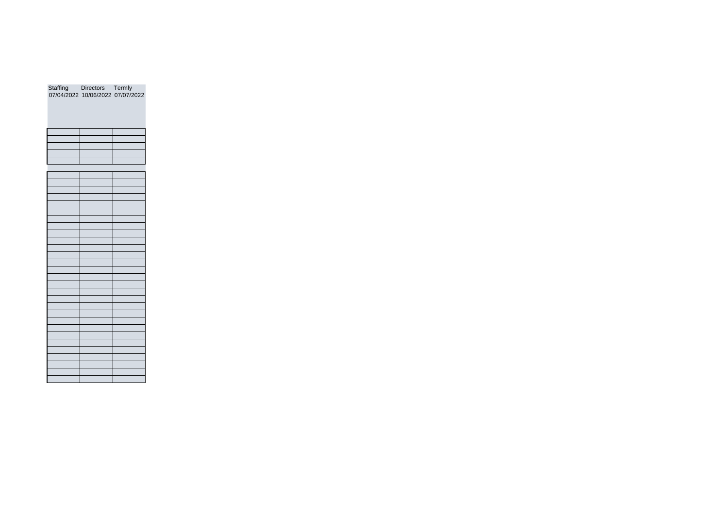| Staffing 07/04/2022 | Directors 10/06/2022 | Termly 07/07/2022 |
|---|---|---|
| | | |
| | | |
| | | |
| | | |
| | | |
| | | |
| | | |
| | | |
| | | |
| | | |
| | | |
| | | |
| | | |
| | | |
| | | |
| | | |
| | | |
| | | |
| | | |
| | | |
| | | |
| | | |
| | | |
| | | |
| | | |
| | | |
| | | |
| | | |
| | | |
| | | |
| | | |
| | | |
| | | |
| | | |
| | | |